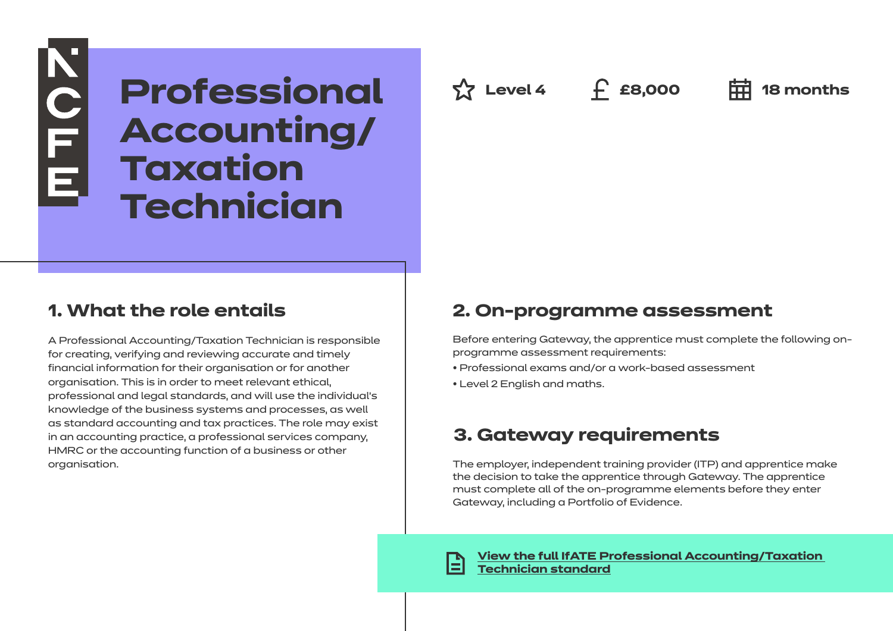# Professional Accounting/ Taxation Technician

**Level 4** | **£8,000** | **18 months**

## 1. What the role entails

A Professional Accounting/Taxation Technician is responsible for creating, verifying and reviewing accurate and timely financial information for their organisation or for another organisation. This is in order to meet relevant ethical, professional and legal standards, and will use the individual's knowledge of the business systems and processes, as well as standard accounting and tax practices. The role may exist in an accounting practice, a professional services company, HMRC or the accounting function of a business or other organisation.

## 2. On-programme assessment

Before entering Gateway, the apprentice must complete the following on-programme assessment requirements:

- Professional exams and/or a work-based assessment
- Level 2 English and maths.

## 3. Gateway requirements

The employer, independent training provider (ITP) and apprentice make the decision to take the apprentice through Gateway. The apprentice must complete all of the on-programme elements before they enter Gateway, including a Portfolio of Evidence.

**View the full IfATE Professional Accounting/Taxation Technician standard**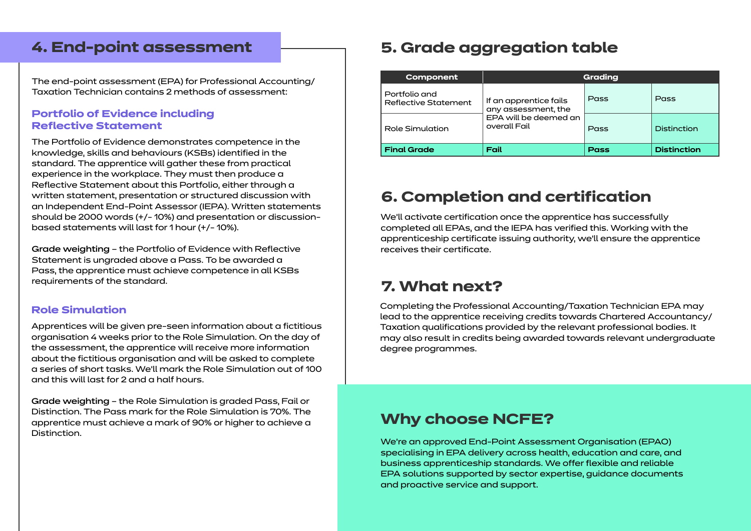## 4. End-point assessment

The end-point assessment (EPA) for Professional Accounting/ Taxation Technician contains 2 methods of assessment:

### Portfolio of Evidence including Reflective Statement

The Portfolio of Evidence demonstrates competence in the knowledge, skills and behaviours (KSBs) identified in the standard. The apprentice will gather these from practical experience in the workplace. They must then produce a Reflective Statement about this Portfolio, either through a written statement, presentation or structured discussion with an Independent End-Point Assessor (IEPA). Written statements should be 2000 words (+/- 10%) and presentation or discussion-based statements will last for 1 hour (+/- 10%).

**Grade weighting** – the Portfolio of Evidence with Reflective Statement is ungraded above a Pass. To be awarded a Pass, the apprentice must achieve competence in all KSBs requirements of the standard.

### Role Simulation

Apprentices will be given pre-seen information about a fictitious organisation 4 weeks prior to the Role Simulation. On the day of the assessment, the apprentice will receive more information about the fictitious organisation and will be asked to complete a series of short tasks. We'll mark the Role Simulation out of 100 and this will last for 2 and a half hours.

**Grade weighting** – the Role Simulation is graded Pass, Fail or Distinction. The Pass mark for the Role Simulation is 70%. The apprentice must achieve a mark of 90% or higher to achieve a Distinction.

## 5. Grade aggregation table

| Component | Grading | | |
|---|---|---|---|
| Portfolio and Reflective Statement | If an apprentice fails any assessment, the EPA will be deemed an overall Fail | Pass | Pass |
| Role Simulation | | Pass | Distinction |
| **Final Grade** | **Fail** | **Pass** | **Distinction** |

## 6. Completion and certification

We'll activate certification once the apprentice has successfully completed all EPAs, and the IEPA has verified this. Working with the apprenticeship certificate issuing authority, we'll ensure the apprentice receives their certificate.

## 7. What next?

Completing the Professional Accounting/Taxation Technician EPA may lead to the apprentice receiving credits towards Chartered Accountancy/ Taxation qualifications provided by the relevant professional bodies. It may also result in credits being awarded towards relevant undergraduate degree programmes.

## Why choose NCFE?

We're an approved End-Point Assessment Organisation (EPAO) specialising in EPA delivery across health, education and care, and business apprenticeship standards. We offer flexible and reliable EPA solutions supported by sector expertise, guidance documents and proactive service and support.